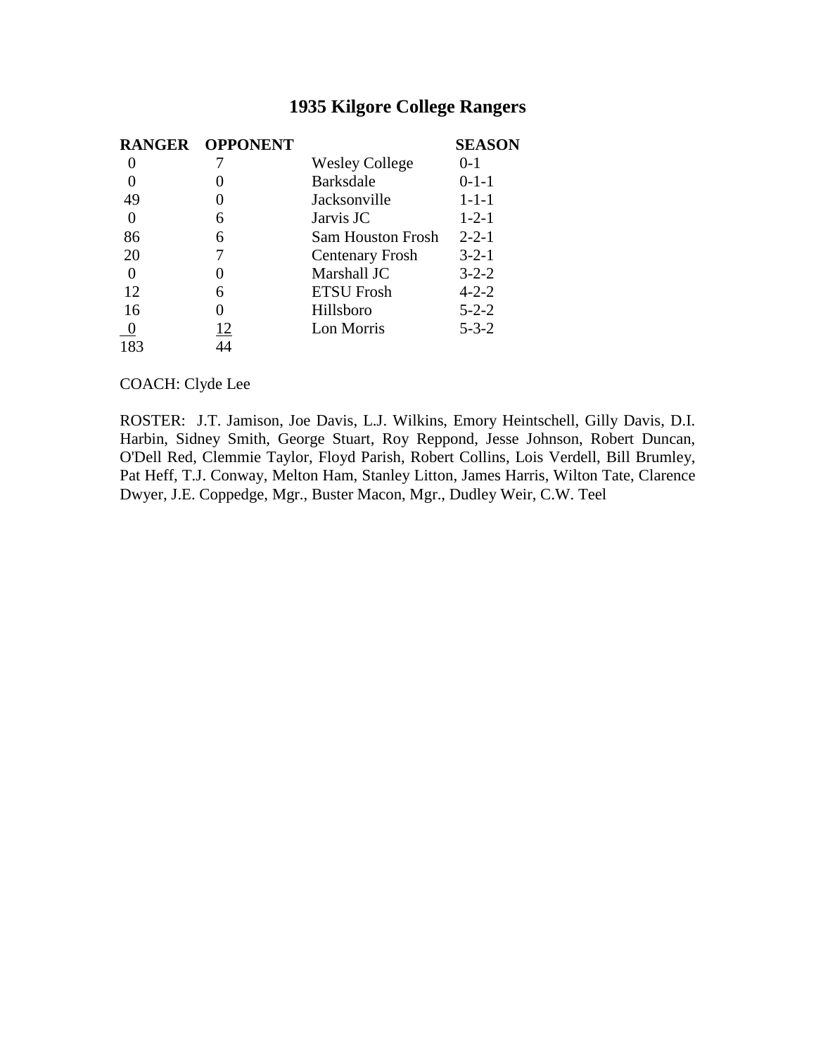# 1935 Kilgore College Rangers

| RANGER | OPPONENT | | SEASON |
|---|---|---|---|
| 0 | 7 | Wesley College | 0-1 |
| 0 | 0 | Barksdale | 0-1-1 |
| 49 | 0 | Jacksonville | 1-1-1 |
| 0 | 6 | Jarvis JC | 1-2-1 |
| 86 | 6 | Sam Houston Frosh | 2-2-1 |
| 20 | 7 | Centenary Frosh | 3-2-1 |
| 0 | 0 | Marshall JC | 3-2-2 |
| 12 | 6 | ETSU Frosh | 4-2-2 |
| 16 | 0 | Hillsboro | 5-2-2 |
| 0 | 12 | Lon Morris | 5-3-2 |
| 183 | 44 | | |

COACH: Clyde Lee

ROSTER: J.T. Jamison, Joe Davis, L.J. Wilkins, Emory Heintschell, Gilly Davis, D.I. Harbin, Sidney Smith, George Stuart, Roy Reppond, Jesse Johnson, Robert Duncan, O'Dell Red, Clemmie Taylor, Floyd Parish, Robert Collins, Lois Verdell, Bill Brumley, Pat Heff, T.J. Conway, Melton Ham, Stanley Litton, James Harris, Wilton Tate, Clarence Dwyer, J.E. Coppedge, Mgr., Buster Macon, Mgr., Dudley Weir, C.W. Teel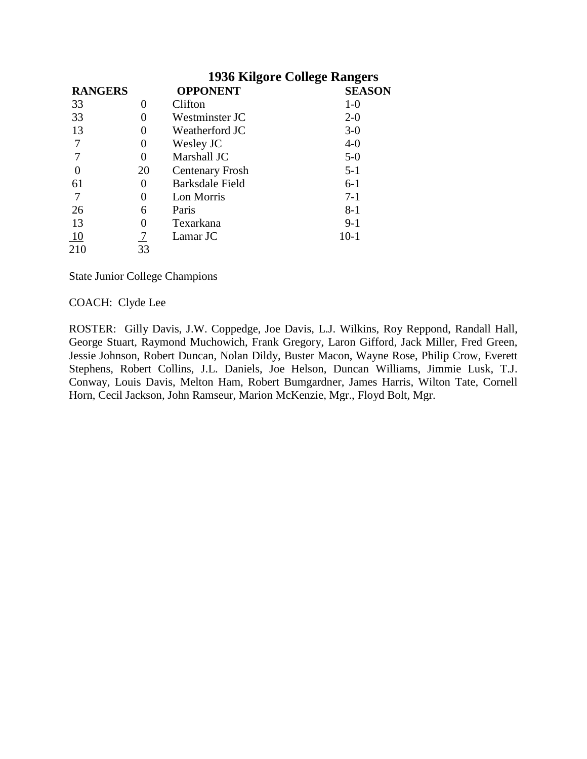## 1936 Kilgore College Rangers

| RANGERS | | OPPONENT | SEASON |
|---|---|---|---|
| 33 | 0 | Clifton | 1-0 |
| 33 | 0 | Westminster JC | 2-0 |
| 13 | 0 | Weatherford JC | 3-0 |
| 7 | 0 | Wesley JC | 4-0 |
| 7 | 0 | Marshall JC | 5-0 |
| 0 | 20 | Centenary Frosh | 5-1 |
| 61 | 0 | Barksdale Field | 6-1 |
| 7 | 0 | Lon Morris | 7-1 |
| 26 | 6 | Paris | 8-1 |
| 13 | 0 | Texarkana | 9-1 |
| 10 | 7 | Lamar JC | 10-1 |
| 210 | 33 | | |

State Junior College Champions

COACH: Clyde Lee

ROSTER: Gilly Davis, J.W. Coppedge, Joe Davis, L.J. Wilkins, Roy Reppond, Randall Hall, George Stuart, Raymond Muchowich, Frank Gregory, Laron Gifford, Jack Miller, Fred Green, Jessie Johnson, Robert Duncan, Nolan Dildy, Buster Macon, Wayne Rose, Philip Crow, Everett Stephens, Robert Collins, J.L. Daniels, Joe Helson, Duncan Williams, Jimmie Lusk, T.J. Conway, Louis Davis, Melton Ham, Robert Bumgardner, James Harris, Wilton Tate, Cornell Horn, Cecil Jackson, John Ramseur, Marion McKenzie, Mgr., Floyd Bolt, Mgr.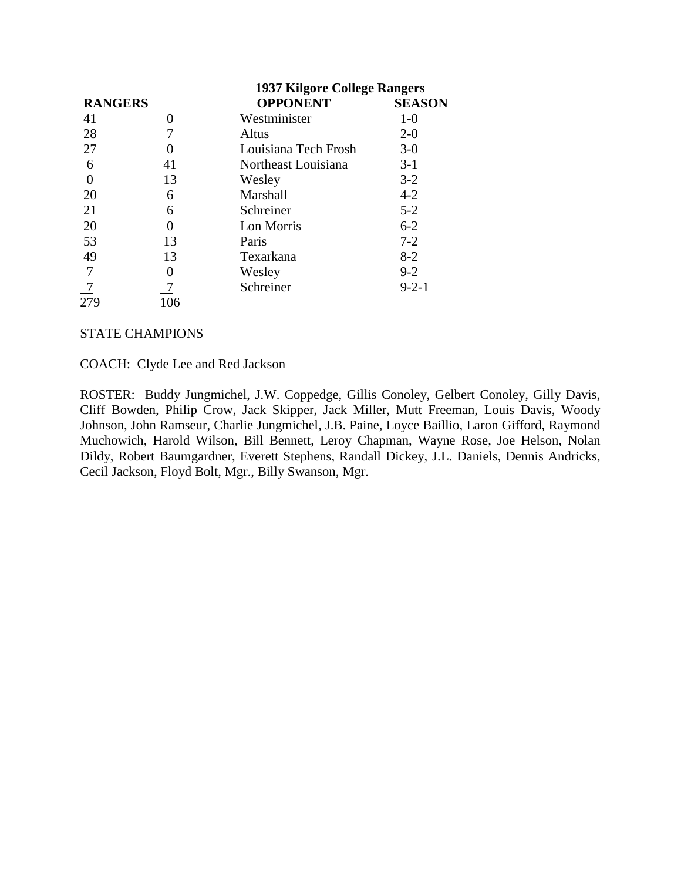## 1937 Kilgore College Rangers

| RANGERS | | OPPONENT | SEASON |
|---|---|---|---|
| 41 | 0 | Westminister | 1-0 |
| 28 | 7 | Altus | 2-0 |
| 27 | 0 | Louisiana Tech Frosh | 3-0 |
| 6 | 41 | Northeast Louisiana | 3-1 |
| 0 | 13 | Wesley | 3-2 |
| 20 | 6 | Marshall | 4-2 |
| 21 | 6 | Schreiner | 5-2 |
| 20 | 0 | Lon Morris | 6-2 |
| 53 | 13 | Paris | 7-2 |
| 49 | 13 | Texarkana | 8-2 |
| 7 | 0 | Wesley | 9-2 |
| 7 | 7 | Schreiner | 9-2-1 |
| 279 | 106 | | |

STATE CHAMPIONS

COACH: Clyde Lee and Red Jackson

ROSTER: Buddy Jungmichel, J.W. Coppedge, Gillis Conoley, Gelbert Conoley, Gilly Davis, Cliff Bowden, Philip Crow, Jack Skipper, Jack Miller, Mutt Freeman, Louis Davis, Woody Johnson, John Ramseur, Charlie Jungmichel, J.B. Paine, Loyce Baillio, Laron Gifford, Raymond Muchowich, Harold Wilson, Bill Bennett, Leroy Chapman, Wayne Rose, Joe Helson, Nolan Dildy, Robert Baumgardner, Everett Stephens, Randall Dickey, J.L. Daniels, Dennis Andricks, Cecil Jackson, Floyd Bolt, Mgr., Billy Swanson, Mgr.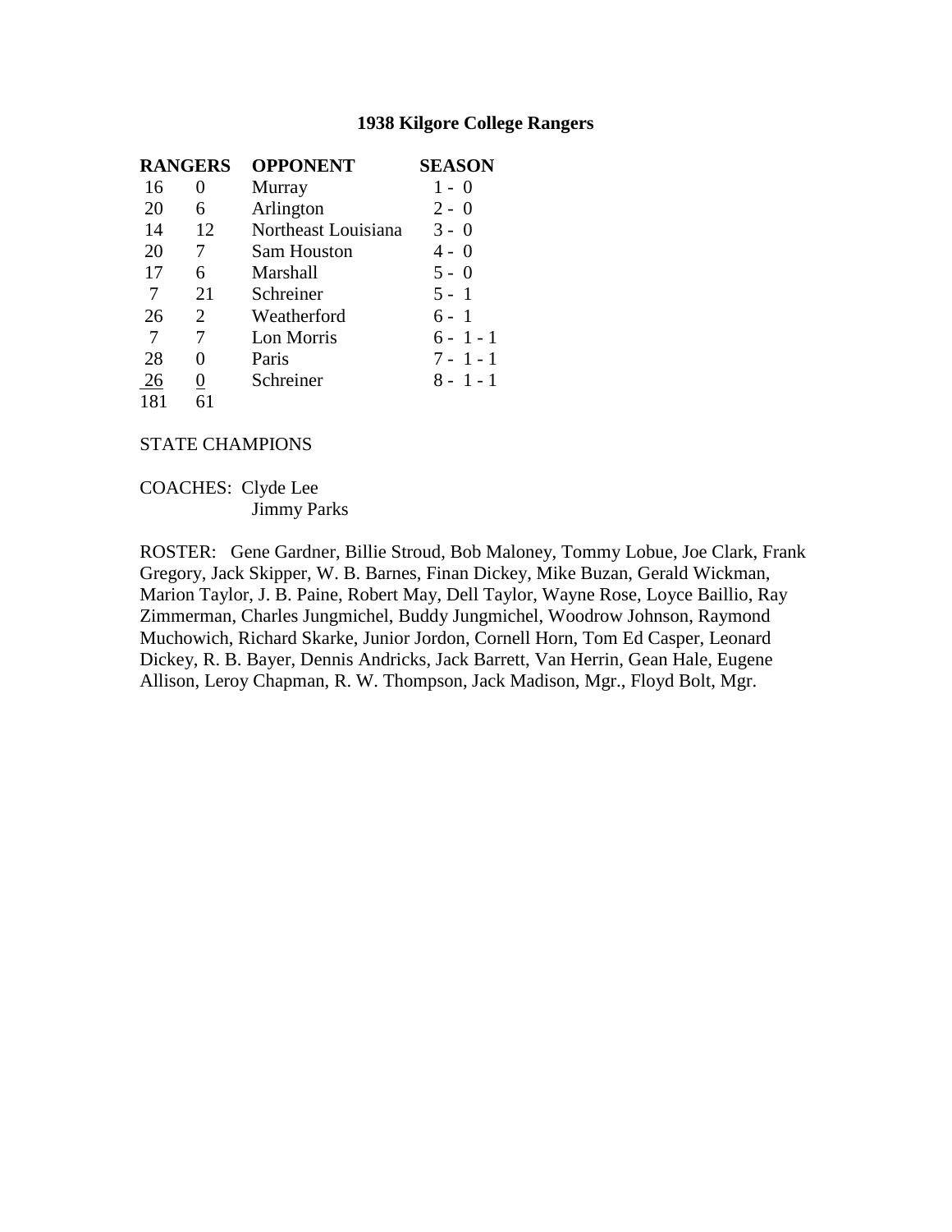**1938 Kilgore College Rangers**

| RANGERS | | OPPONENT | SEASON |
|---|---|---|---|
| 16 | 0 | Murray | 1 - 0 |
| 20 | 6 | Arlington | 2 - 0 |
| 14 | 12 | Northeast Louisiana | 3 - 0 |
| 20 | 7 | Sam Houston | 4 - 0 |
| 17 | 6 | Marshall | 5 - 0 |
| 7 | 21 | Schreiner | 5 - 1 |
| 26 | 2 | Weatherford | 6 - 1 |
| 7 | 7 | Lon Morris | 6 - 1 - 1 |
| 28 | 0 | Paris | 7 - 1 - 1 |
| 26 | 0 | Schreiner | 8 - 1 - 1 |
| 181 | 61 | | |

STATE CHAMPIONS

COACHES: Clyde Lee
Jimmy Parks

ROSTER: Gene Gardner, Billie Stroud, Bob Maloney, Tommy Lobue, Joe Clark, Frank Gregory, Jack Skipper, W. B. Barnes, Finan Dickey, Mike Buzan, Gerald Wickman, Marion Taylor, J. B. Paine, Robert May, Dell Taylor, Wayne Rose, Loyce Baillio, Ray Zimmerman, Charles Jungmichel, Buddy Jungmichel, Woodrow Johnson, Raymond Muchowich, Richard Skarke, Junior Jordon, Cornell Horn, Tom Ed Casper, Leonard Dickey, R. B. Bayer, Dennis Andricks, Jack Barrett, Van Herrin, Gean Hale, Eugene Allison, Leroy Chapman, R. W. Thompson, Jack Madison, Mgr., Floyd Bolt, Mgr.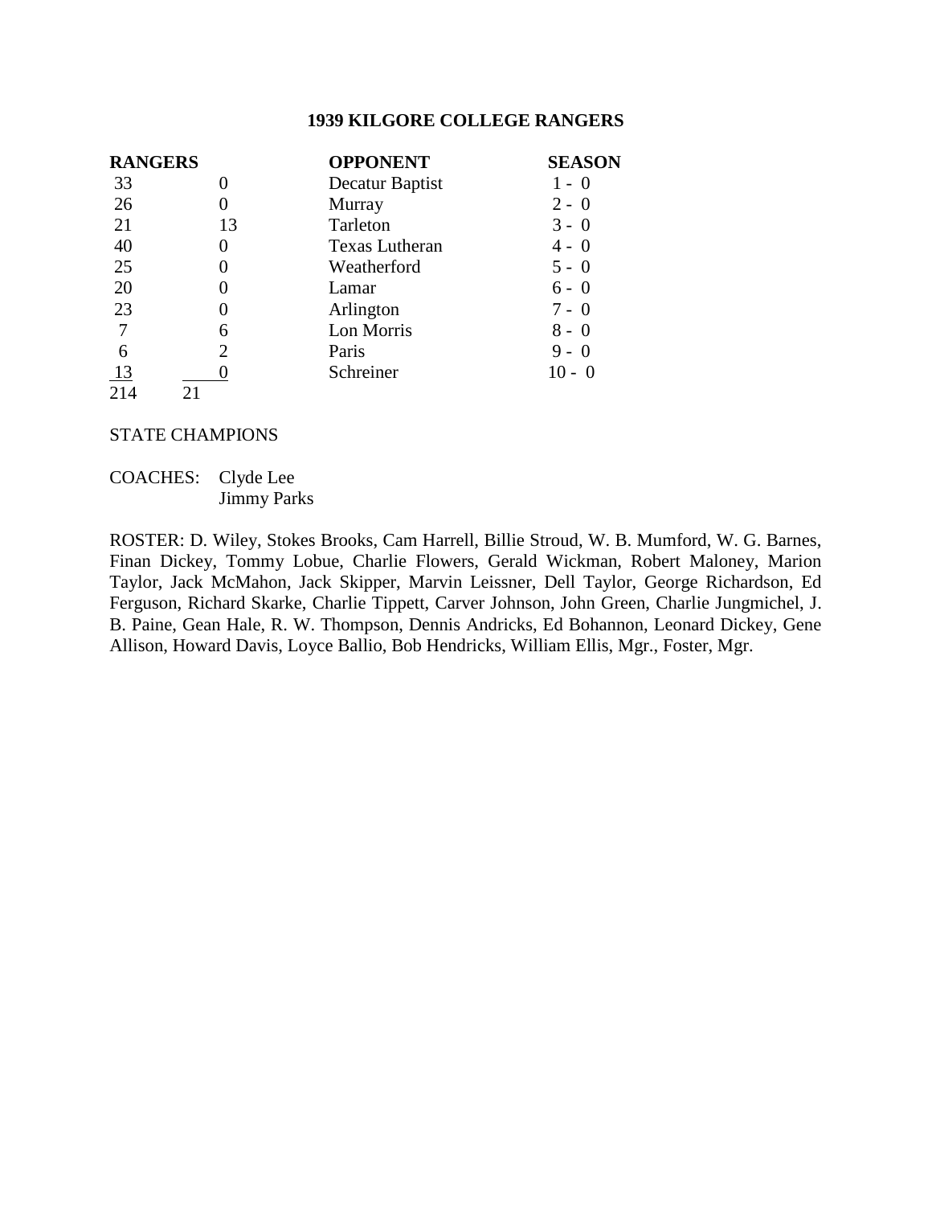### 1939 KILGORE COLLEGE RANGERS

| RANGERS | | OPPONENT | SEASON |
|---|---|---|---|
| 33 | 0 | Decatur Baptist | 1 - 0 |
| 26 | 0 | Murray | 2 - 0 |
| 21 | 13 | Tarleton | 3 - 0 |
| 40 | 0 | Texas Lutheran | 4 - 0 |
| 25 | 0 | Weatherford | 5 - 0 |
| 20 | 0 | Lamar | 6 - 0 |
| 23 | 0 | Arlington | 7 - 0 |
| 7 | 6 | Lon Morris | 8 - 0 |
| 6 | 2 | Paris | 9 - 0 |
| 13 | 0 | Schreiner | 10 - 0 |
| 214 | 21 | | |

STATE CHAMPIONS

COACHES: Clyde Lee
Jimmy Parks

ROSTER: D. Wiley, Stokes Brooks, Cam Harrell, Billie Stroud, W. B. Mumford, W. G. Barnes, Finan Dickey, Tommy Lobue, Charlie Flowers, Gerald Wickman, Robert Maloney, Marion Taylor, Jack McMahon, Jack Skipper, Marvin Leissner, Dell Taylor, George Richardson, Ed Ferguson, Richard Skarke, Charlie Tippett, Carver Johnson, John Green, Charlie Jungmichel, J. B. Paine, Gean Hale, R. W. Thompson, Dennis Andricks, Ed Bohannon, Leonard Dickey, Gene Allison, Howard Davis, Loyce Ballio, Bob Hendricks, William Ellis, Mgr., Foster, Mgr.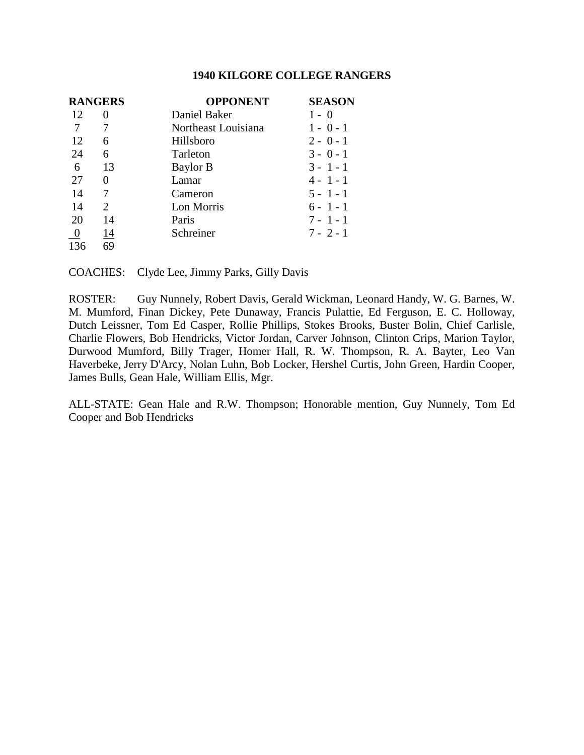# 1940 KILGORE COLLEGE RANGERS

| RANGERS | | OPPONENT | SEASON |
|---|---|---|---|
| 12 | 0 | Daniel Baker | 1 - 0 |
| 7 | 7 | Northeast Louisiana | 1 - 0 - 1 |
| 12 | 6 | Hillsboro | 2 - 0 - 1 |
| 24 | 6 | Tarleton | 3 - 0 - 1 |
| 6 | 13 | Baylor B | 3 - 1 - 1 |
| 27 | 0 | Lamar | 4 - 1 - 1 |
| 14 | 7 | Cameron | 5 - 1 - 1 |
| 14 | 2 | Lon Morris | 6 - 1 - 1 |
| 20 | 14 | Paris | 7 - 1 - 1 |
| 0 | 14 | Schreiner | 7 - 2 - 1 |
| 136 | 69 | | |

COACHES: Clyde Lee, Jimmy Parks, Gilly Davis

ROSTER: Guy Nunnely, Robert Davis, Gerald Wickman, Leonard Handy, W. G. Barnes, W. M. Mumford, Finan Dickey, Pete Dunaway, Francis Pulattie, Ed Ferguson, E. C. Holloway, Dutch Leissner, Tom Ed Casper, Rollie Phillips, Stokes Brooks, Buster Bolin, Chief Carlisle, Charlie Flowers, Bob Hendricks, Victor Jordan, Carver Johnson, Clinton Crips, Marion Taylor, Durwood Mumford, Billy Trager, Homer Hall, R. W. Thompson, R. A. Bayter, Leo Van Haverbeke, Jerry D'Arcy, Nolan Luhn, Bob Locker, Hershel Curtis, John Green, Hardin Cooper, James Bulls, Gean Hale, William Ellis, Mgr.

ALL-STATE: Gean Hale and R.W. Thompson; Honorable mention, Guy Nunnely, Tom Ed Cooper and Bob Hendricks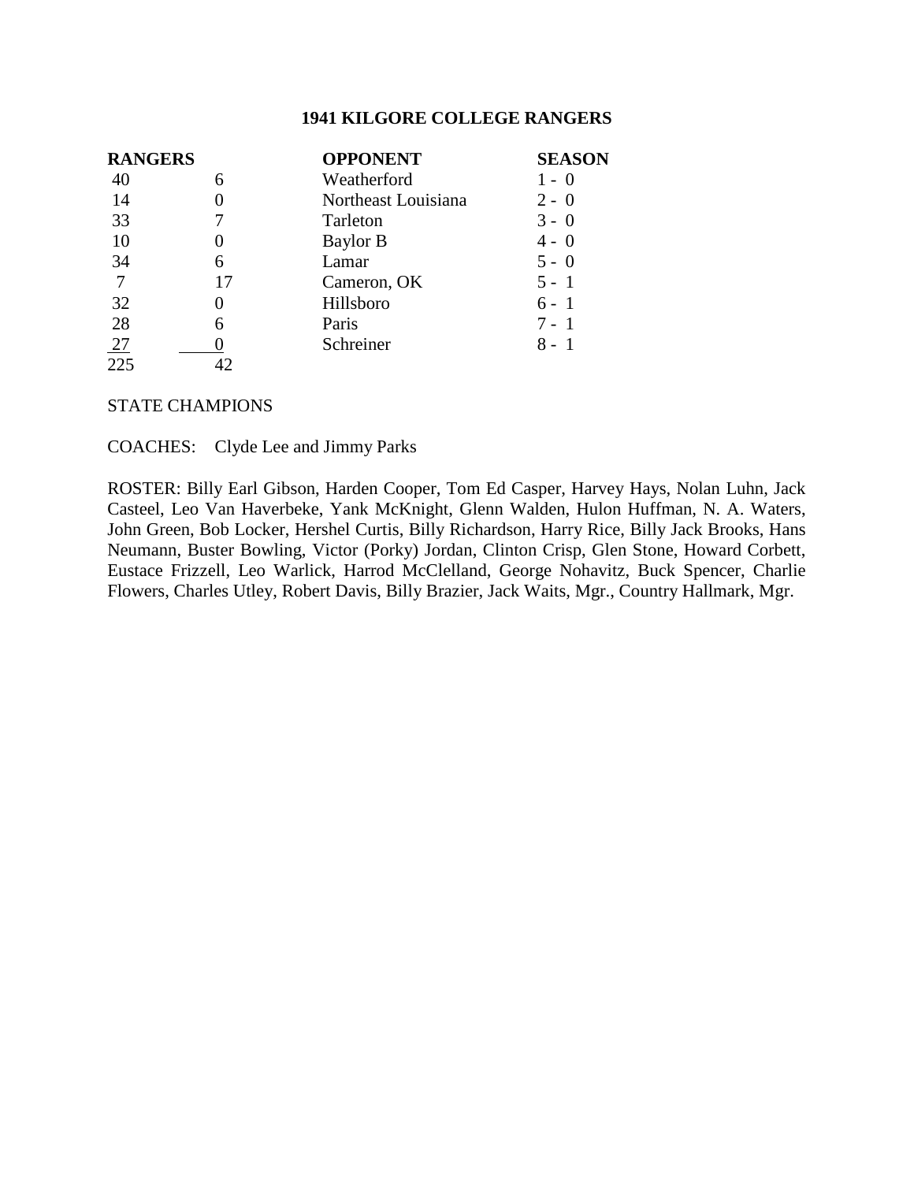**1941 KILGORE COLLEGE RANGERS**

| RANGERS | | OPPONENT | SEASON |
|---|---|---|---|
| 40 | 6 | Weatherford | 1 - 0 |
| 14 | 0 | Northeast Louisiana | 2 - 0 |
| 33 | 7 | Tarleton | 3 - 0 |
| 10 | 0 | Baylor B | 4 - 0 |
| 34 | 6 | Lamar | 5 - 0 |
| 7 | 17 | Cameron, OK | 5 - 1 |
| 32 | 0 | Hillsboro | 6 - 1 |
| 28 | 6 | Paris | 7 - 1 |
| 27 | 0 | Schreiner | 8 - 1 |
| 225 | 42 | | |

STATE CHAMPIONS

COACHES: Clyde Lee and Jimmy Parks

ROSTER: Billy Earl Gibson, Harden Cooper, Tom Ed Casper, Harvey Hays, Nolan Luhn, Jack Casteel, Leo Van Haverbeke, Yank McKnight, Glenn Walden, Hulon Huffman, N. A. Waters, John Green, Bob Locker, Hershel Curtis, Billy Richardson, Harry Rice, Billy Jack Brooks, Hans Neumann, Buster Bowling, Victor (Porky) Jordan, Clinton Crisp, Glen Stone, Howard Corbett, Eustace Frizzell, Leo Warlick, Harrod McClelland, George Nohavitz, Buck Spencer, Charlie Flowers, Charles Utley, Robert Davis, Billy Brazier, Jack Waits, Mgr., Country Hallmark, Mgr.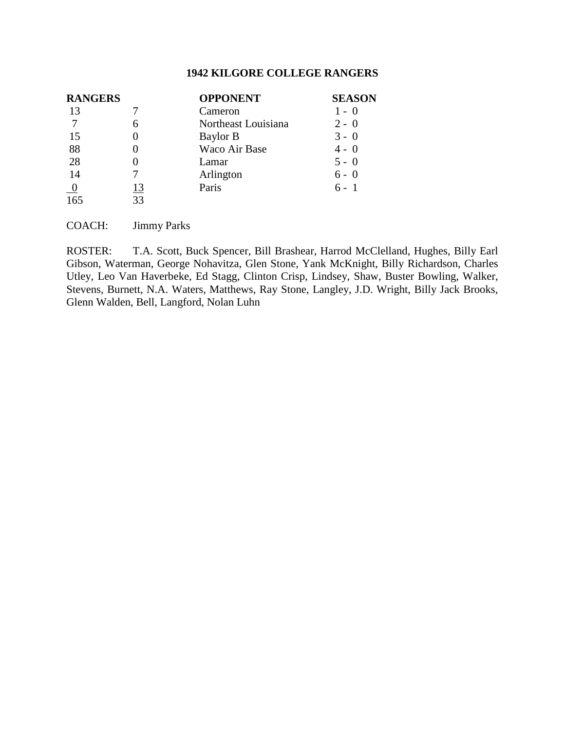### 1942 KILGORE COLLEGE RANGERS

| RANGERS | | OPPONENT | SEASON |
|---|---|---|---|
| 13 | 7 | Cameron | 1 - 0 |
| 7 | 6 | Northeast Louisiana | 2 - 0 |
| 15 | 0 | Baylor B | 3 - 0 |
| 88 | 0 | Waco Air Base | 4 - 0 |
| 28 | 0 | Lamar | 5 - 0 |
| 14 | 7 | Arlington | 6 - 0 |
| 0 | 13 | Paris | 6 - 1 |
| 165 | 33 | | |

COACH: Jimmy Parks

ROSTER: T.A. Scott, Buck Spencer, Bill Brashear, Harrod McClelland, Hughes, Billy Earl Gibson, Waterman, George Nohavitza, Glen Stone, Yank McKnight, Billy Richardson, Charles Utley, Leo Van Haverbeke, Ed Stagg, Clinton Crisp, Lindsey, Shaw, Buster Bowling, Walker, Stevens, Burnett, N.A. Waters, Matthews, Ray Stone, Langley, J.D. Wright, Billy Jack Brooks, Glenn Walden, Bell, Langford, Nolan Luhn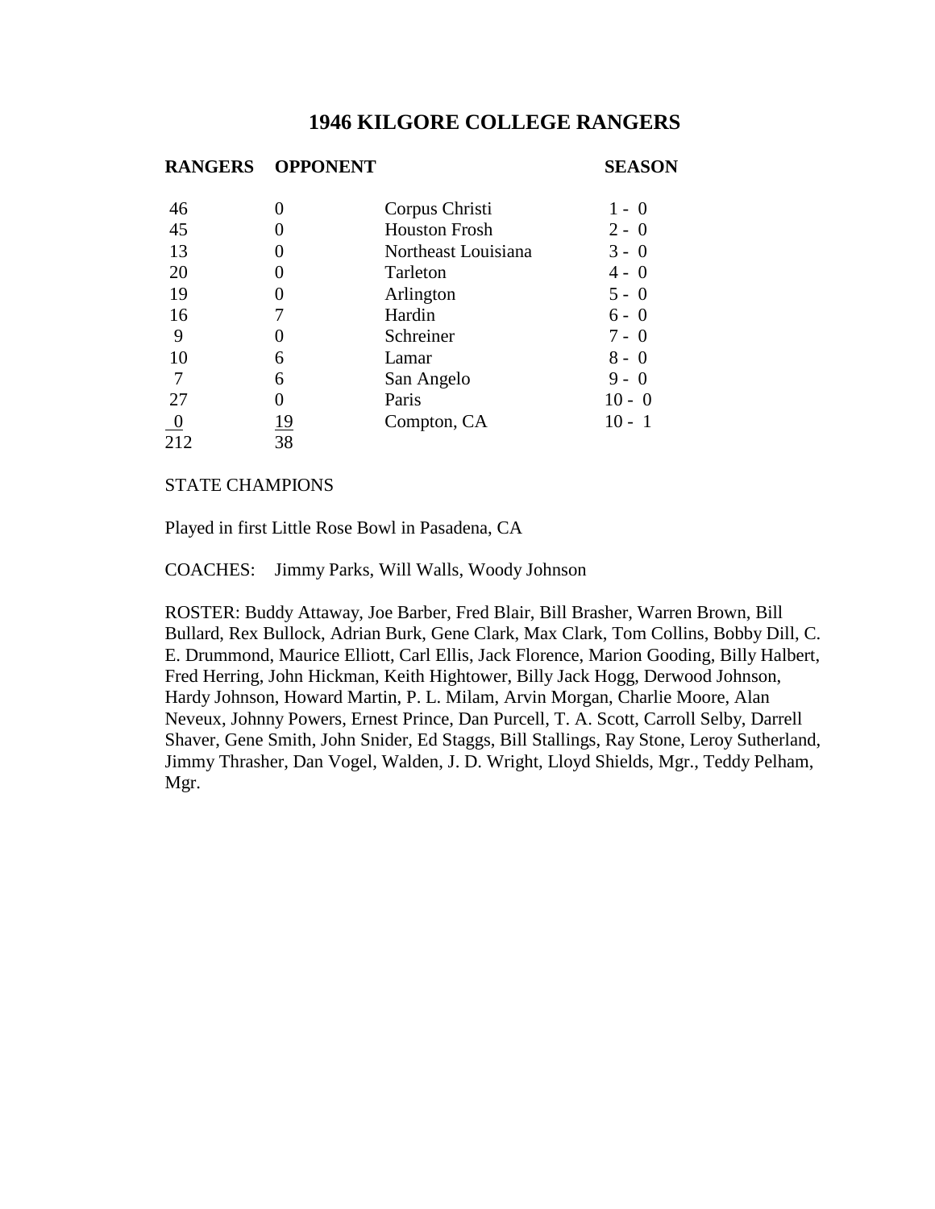# 1946 KILGORE COLLEGE RANGERS

| RANGERS | OPPONENT | | SEASON |
|---|---|---|---|
| 46 | 0 | Corpus Christi | 1 - 0 |
| 45 | 0 | Houston Frosh | 2 - 0 |
| 13 | 0 | Northeast Louisiana | 3 - 0 |
| 20 | 0 | Tarleton | 4 - 0 |
| 19 | 0 | Arlington | 5 - 0 |
| 16 | 7 | Hardin | 6 - 0 |
| 9 | 0 | Schreiner | 7 - 0 |
| 10 | 6 | Lamar | 8 - 0 |
| 7 | 6 | San Angelo | 9 - 0 |
| 27 | 0 | Paris | 10 - 0 |
| 0 | 19 | Compton, CA | 10 - 1 |
| 212 | 38 | | |

STATE CHAMPIONS

Played in first Little Rose Bowl in Pasadena, CA

COACHES: Jimmy Parks, Will Walls, Woody Johnson

ROSTER: Buddy Attaway, Joe Barber, Fred Blair, Bill Brasher, Warren Brown, Bill Bullard, Rex Bullock, Adrian Burk, Gene Clark, Max Clark, Tom Collins, Bobby Dill, C. E. Drummond, Maurice Elliott, Carl Ellis, Jack Florence, Marion Gooding, Billy Halbert, Fred Herring, John Hickman, Keith Hightower, Billy Jack Hogg, Derwood Johnson, Hardy Johnson, Howard Martin, P. L. Milam, Arvin Morgan, Charlie Moore, Alan Neveux, Johnny Powers, Ernest Prince, Dan Purcell, T. A. Scott, Carroll Selby, Darrell Shaver, Gene Smith, John Snider, Ed Staggs, Bill Stallings, Ray Stone, Leroy Sutherland, Jimmy Thrasher, Dan Vogel, Walden, J. D. Wright, Lloyd Shields, Mgr., Teddy Pelham, Mgr.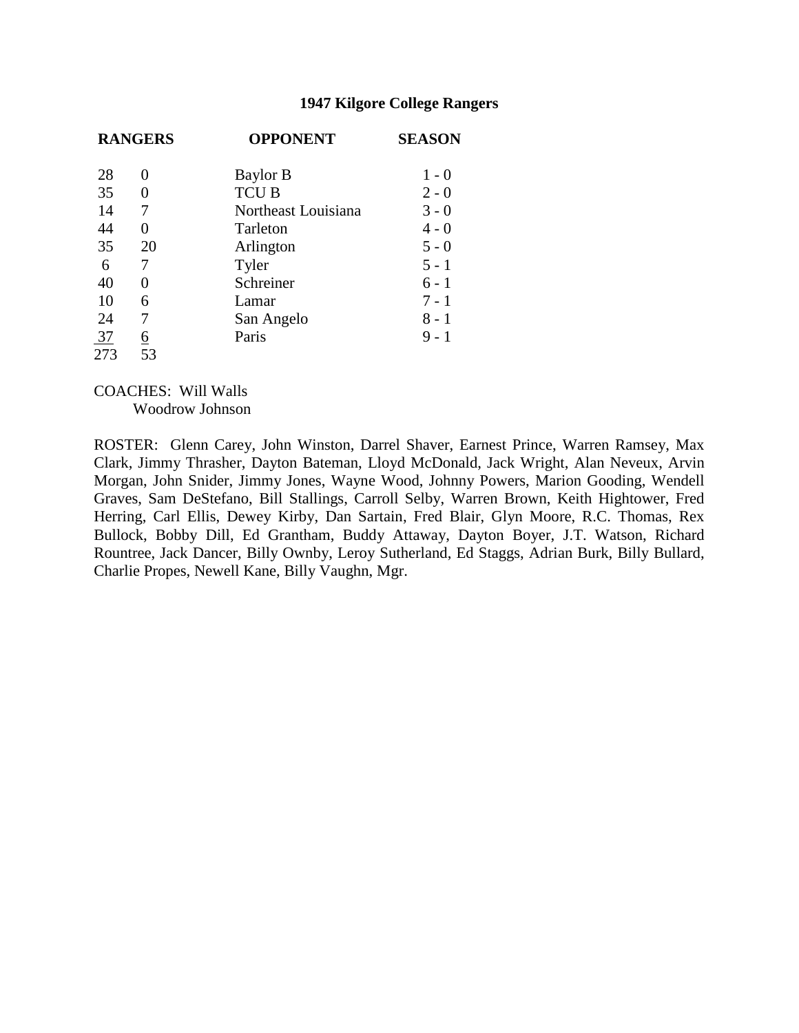**1947 Kilgore College Rangers**

| RANGERS | | OPPONENT | SEASON |
|---|---|---|---|
| 28 | 0 | Baylor B | 1 - 0 |
| 35 | 0 | TCU B | 2 - 0 |
| 14 | 7 | Northeast Louisiana | 3 - 0 |
| 44 | 0 | Tarleton | 4 - 0 |
| 35 | 20 | Arlington | 5 - 0 |
| 6 | 7 | Tyler | 5 - 1 |
| 40 | 0 | Schreiner | 6 - 1 |
| 10 | 6 | Lamar | 7 - 1 |
| 24 | 7 | San Angelo | 8 - 1 |
| 37 | 6 | Paris | 9 - 1 |
| 273 | 53 | | |

COACHES: Will Walls
Woodrow Johnson

ROSTER: Glenn Carey, John Winston, Darrel Shaver, Earnest Prince, Warren Ramsey, Max Clark, Jimmy Thrasher, Dayton Bateman, Lloyd McDonald, Jack Wright, Alan Neveux, Arvin Morgan, John Snider, Jimmy Jones, Wayne Wood, Johnny Powers, Marion Gooding, Wendell Graves, Sam DeStefano, Bill Stallings, Carroll Selby, Warren Brown, Keith Hightower, Fred Herring, Carl Ellis, Dewey Kirby, Dan Sartain, Fred Blair, Glyn Moore, R.C. Thomas, Rex Bullock, Bobby Dill, Ed Grantham, Buddy Attaway, Dayton Boyer, J.T. Watson, Richard Rountree, Jack Dancer, Billy Ownby, Leroy Sutherland, Ed Staggs, Adrian Burk, Billy Bullard, Charlie Propes, Newell Kane, Billy Vaughn, Mgr.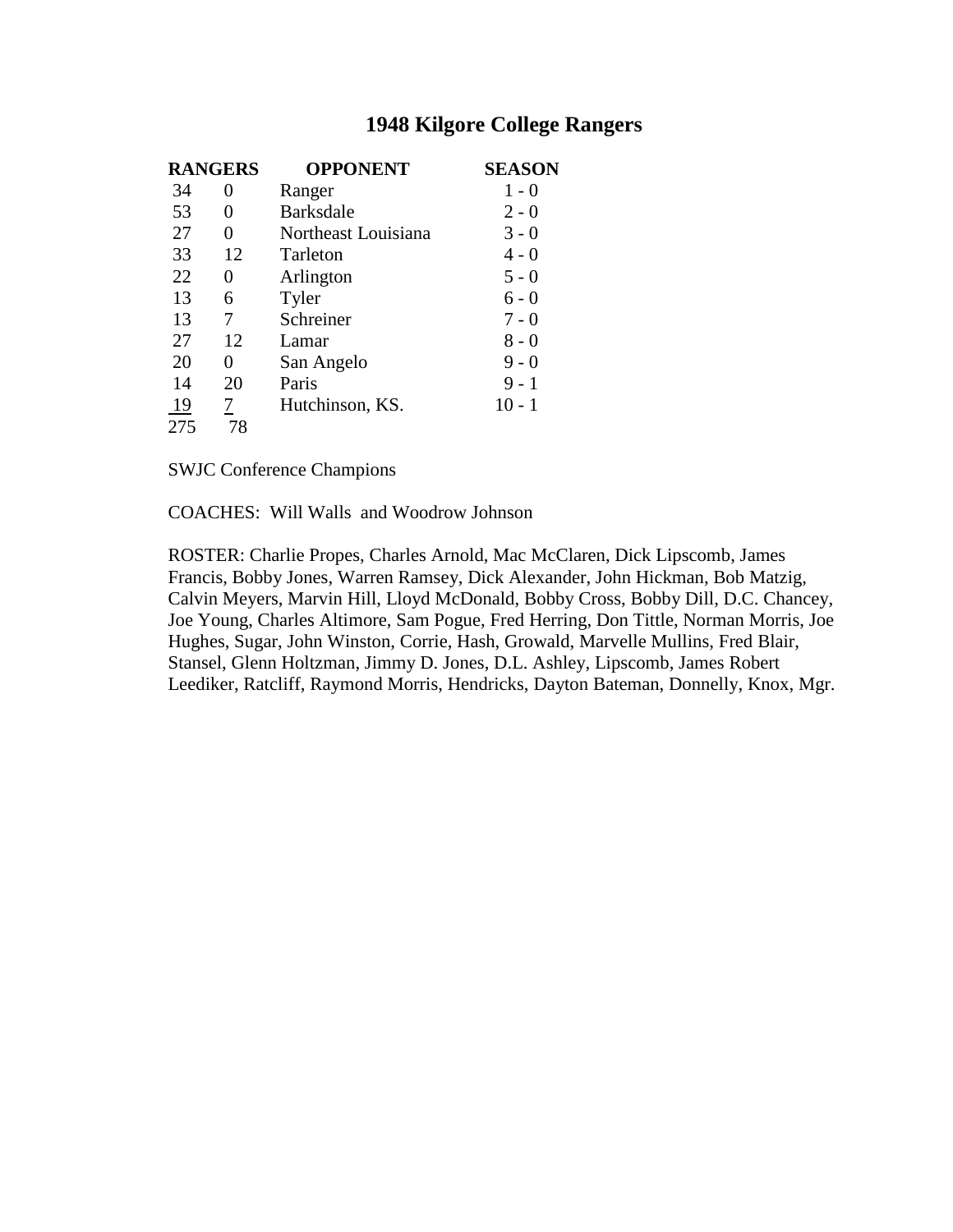# 1948 Kilgore College Rangers

| RANGERS | | OPPONENT | SEASON |
|---|---|---|---|
| 34 | 0 | Ranger | 1 - 0 |
| 53 | 0 | Barksdale | 2 - 0 |
| 27 | 0 | Northeast Louisiana | 3 - 0 |
| 33 | 12 | Tarleton | 4 - 0 |
| 22 | 0 | Arlington | 5 - 0 |
| 13 | 6 | Tyler | 6 - 0 |
| 13 | 7 | Schreiner | 7 - 0 |
| 27 | 12 | Lamar | 8 - 0 |
| 20 | 0 | San Angelo | 9 - 0 |
| 14 | 20 | Paris | 9 - 1 |
| 19 | 7 | Hutchinson, KS. | 10 - 1 |
| 275 | 78 | | |

SWJC Conference Champions

COACHES: Will Walls and Woodrow Johnson

ROSTER: Charlie Propes, Charles Arnold, Mac McClaren, Dick Lipscomb, James Francis, Bobby Jones, Warren Ramsey, Dick Alexander, John Hickman, Bob Matzig, Calvin Meyers, Marvin Hill, Lloyd McDonald, Bobby Cross, Bobby Dill, D.C. Chancey, Joe Young, Charles Altimore, Sam Pogue, Fred Herring, Don Tittle, Norman Morris, Joe Hughes, Sugar, John Winston, Corrie, Hash, Growald, Marvelle Mullins, Fred Blair, Stansel, Glenn Holtzman, Jimmy D. Jones, D.L. Ashley, Lipscomb, James Robert Leediker, Ratcliff, Raymond Morris, Hendricks, Dayton Bateman, Donnelly, Knox, Mgr.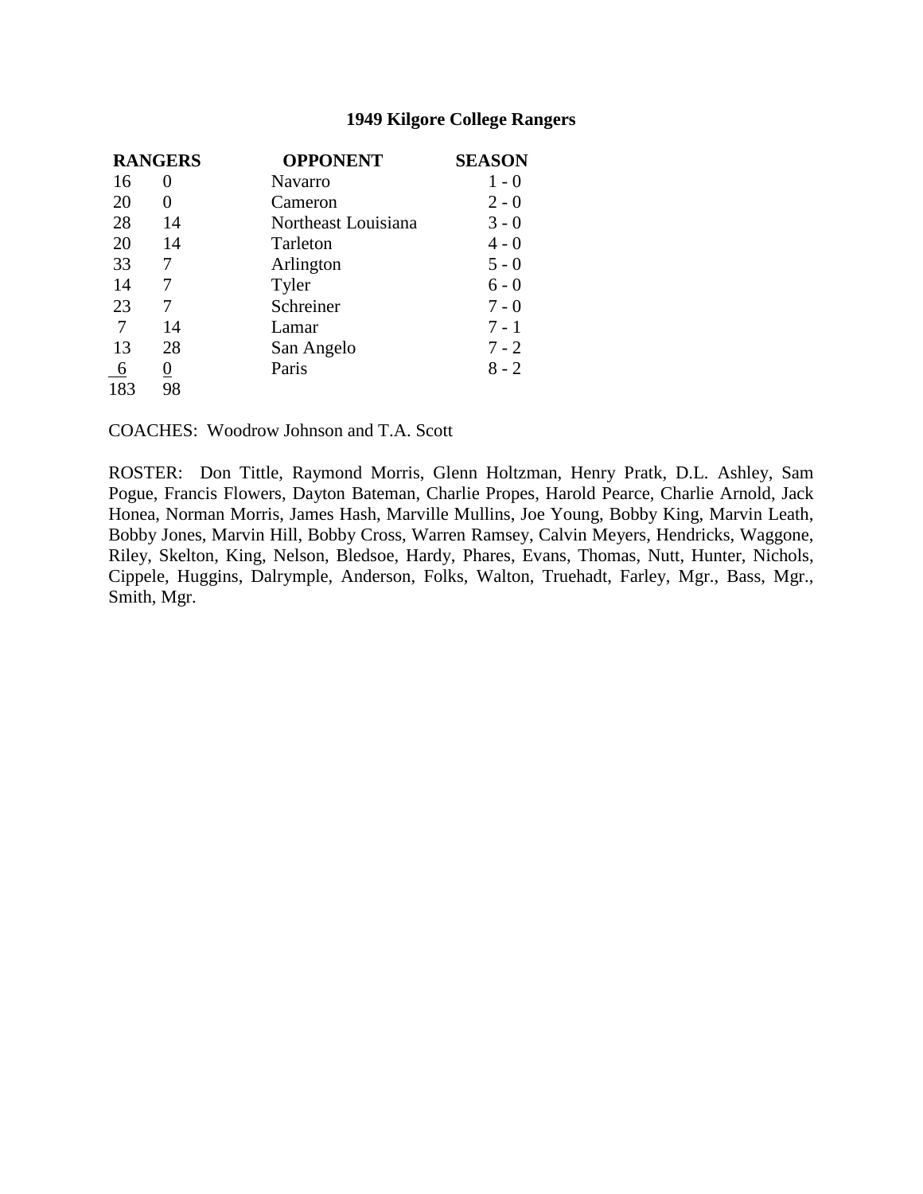# 1949 Kilgore College Rangers

| RANGERS | | OPPONENT | SEASON |
|---|---|---|---|
| 16 | 0 | Navarro | 1 - 0 |
| 20 | 0 | Cameron | 2 - 0 |
| 28 | 14 | Northeast Louisiana | 3 - 0 |
| 20 | 14 | Tarleton | 4 - 0 |
| 33 | 7 | Arlington | 5 - 0 |
| 14 | 7 | Tyler | 6 - 0 |
| 23 | 7 | Schreiner | 7 - 0 |
| 7 | 14 | Lamar | 7 - 1 |
| 13 | 28 | San Angelo | 7 - 2 |
| 6 | 0 | Paris | 8 - 2 |
| 183 | 98 | | |

COACHES: Woodrow Johnson and T.A. Scott

ROSTER: Don Tittle, Raymond Morris, Glenn Holtzman, Henry Pratk, D.L. Ashley, Sam Pogue, Francis Flowers, Dayton Bateman, Charlie Propes, Harold Pearce, Charlie Arnold, Jack Honea, Norman Morris, James Hash, Marville Mullins, Joe Young, Bobby King, Marvin Leath, Bobby Jones, Marvin Hill, Bobby Cross, Warren Ramsey, Calvin Meyers, Hendricks, Waggone, Riley, Skelton, King, Nelson, Bledsoe, Hardy, Phares, Evans, Thomas, Nutt, Hunter, Nichols, Cippele, Huggins, Dalrymple, Anderson, Folks, Walton, Truehadt, Farley, Mgr., Bass, Mgr., Smith, Mgr.